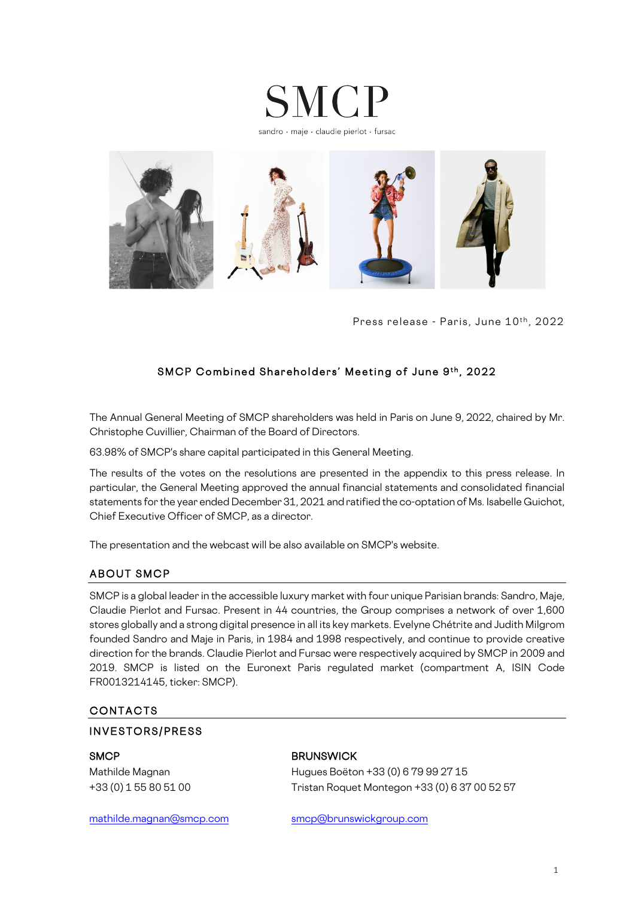# SMCP

sandro · maje · claudie pierlot · fursac

Press release - Paris, June 10th, 2022

## SMCP Combined Shareholders' Meeting of June 9th, 2022

The Annual General Meeting of SMCP shareholders was held in Paris on June 9, 2022, chaired by Mr. Christophe Cuvillier, Chairman of the Board of Directors.

63.98% of SMCP's share capital participated in this General Meeting.

The results of the votes on the resolutions are presented in the appendix to this press release. In particular, the General Meeting approved the annual financial statements and consolidated financial statements for the year ended December 31, 2021 and ratified the co-optation of Ms. Isabelle Guichot, Chief Executive Officer of SMCP, as a director.

The presentation and the webcast will be also available on SMCP's website.

## ABOUT SMCP

SMCP is a global leader in the accessible luxury market with four unique Parisian brands: Sandro, Maje, Claudie Pierlot and Fursac. Present in 44 countries, the Group comprises a network of over 1,600 stores globally and a strong digital presence in all its key markets. Evelyne Chétrite and Judith Milgrom founded Sandro and Maje in Paris, in 1984 and 1998 respectively, and continue to provide creative direction for the brands. Claudie Pierlot and Fursac were respectively acquired by SMCP in 2009 and 2019. SMCP is listed on the Euronext Paris regulated market (compartment A, ISIN Code FR0013214145, ticker: SMCP).

## CONTACTS

### INVESTORS/PRESS

**SMCP**
Mathilde Magnan
+33 (0) 1 55 80 51 00

mathilde.magnan@smcp.com

**BRUNSWICK**
Hugues Boëton +33 (0) 6 79 99 27 15
Tristan Roquet Montegon +33 (0) 6 37 00 52 57

smcp@brunswickgroup.com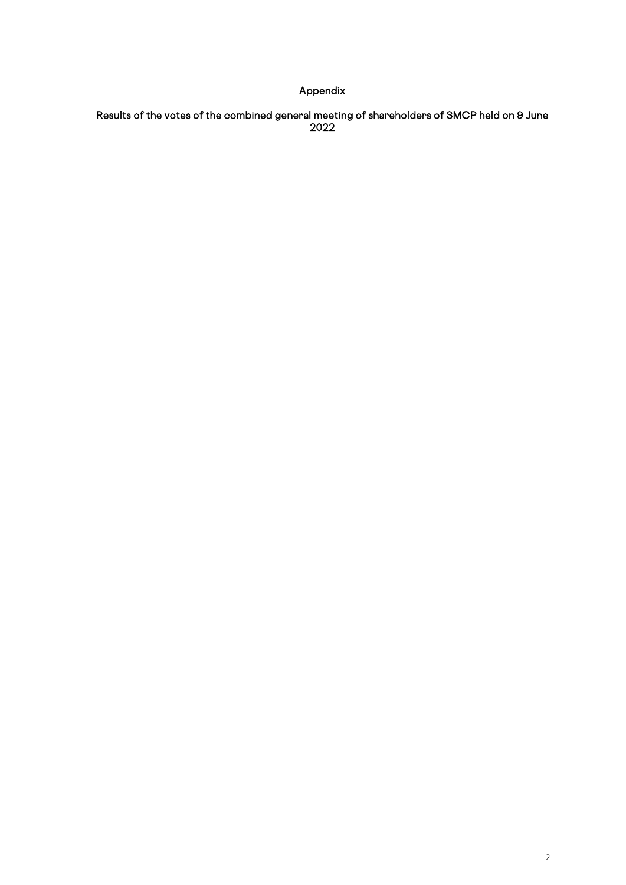# Appendix

## Results of the votes of the combined general meeting of shareholders of SMCP held on 9 June 2022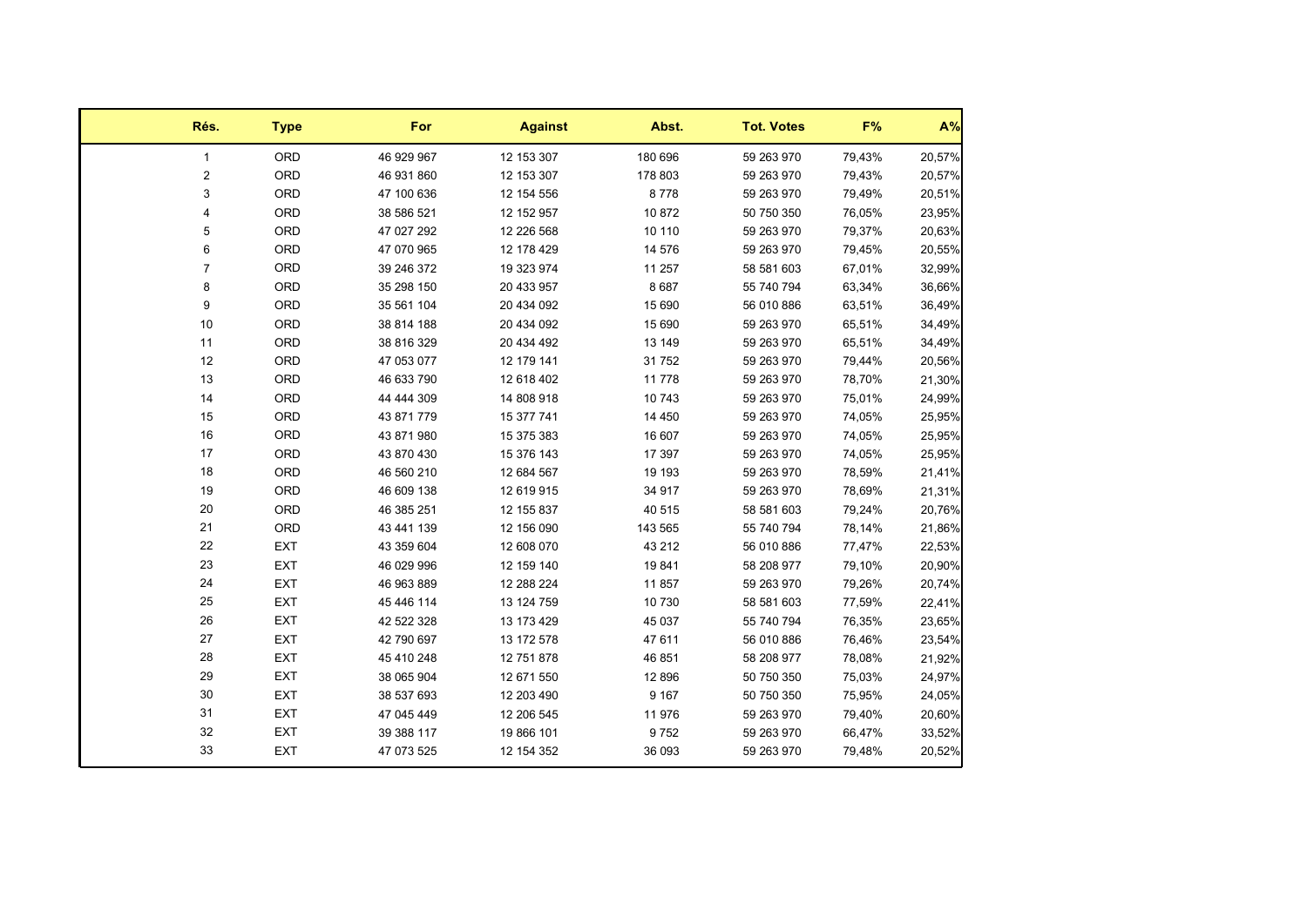| Rés. | Type | For | Against | Abst. | Tot. Votes | F% | A% |
|---|---|---|---|---|---|---|---|
| 1 | ORD | 46 929 967 | 12 153 307 | 180 696 | 59 263 970 | 79,43% | 20,57% |
| 2 | ORD | 46 931 860 | 12 153 307 | 178 803 | 59 263 970 | 79,43% | 20,57% |
| 3 | ORD | 47 100 636 | 12 154 556 | 8 778 | 59 263 970 | 79,49% | 20,51% |
| 4 | ORD | 38 586 521 | 12 152 957 | 10 872 | 50 750 350 | 76,05% | 23,95% |
| 5 | ORD | 47 027 292 | 12 226 568 | 10 110 | 59 263 970 | 79,37% | 20,63% |
| 6 | ORD | 47 070 965 | 12 178 429 | 14 576 | 59 263 970 | 79,45% | 20,55% |
| 7 | ORD | 39 246 372 | 19 323 974 | 11 257 | 58 581 603 | 67,01% | 32,99% |
| 8 | ORD | 35 298 150 | 20 433 957 | 8 687 | 55 740 794 | 63,34% | 36,66% |
| 9 | ORD | 35 561 104 | 20 434 092 | 15 690 | 56 010 886 | 63,51% | 36,49% |
| 10 | ORD | 38 814 188 | 20 434 092 | 15 690 | 59 263 970 | 65,51% | 34,49% |
| 11 | ORD | 38 816 329 | 20 434 492 | 13 149 | 59 263 970 | 65,51% | 34,49% |
| 12 | ORD | 47 053 077 | 12 179 141 | 31 752 | 59 263 970 | 79,44% | 20,56% |
| 13 | ORD | 46 633 790 | 12 618 402 | 11 778 | 59 263 970 | 78,70% | 21,30% |
| 14 | ORD | 44 444 309 | 14 808 918 | 10 743 | 59 263 970 | 75,01% | 24,99% |
| 15 | ORD | 43 871 779 | 15 377 741 | 14 450 | 59 263 970 | 74,05% | 25,95% |
| 16 | ORD | 43 871 980 | 15 375 383 | 16 607 | 59 263 970 | 74,05% | 25,95% |
| 17 | ORD | 43 870 430 | 15 376 143 | 17 397 | 59 263 970 | 74,05% | 25,95% |
| 18 | ORD | 46 560 210 | 12 684 567 | 19 193 | 59 263 970 | 78,59% | 21,41% |
| 19 | ORD | 46 609 138 | 12 619 915 | 34 917 | 59 263 970 | 78,69% | 21,31% |
| 20 | ORD | 46 385 251 | 12 155 837 | 40 515 | 58 581 603 | 79,24% | 20,76% |
| 21 | ORD | 43 441 139 | 12 156 090 | 143 565 | 55 740 794 | 78,14% | 21,86% |
| 22 | EXT | 43 359 604 | 12 608 070 | 43 212 | 56 010 886 | 77,47% | 22,53% |
| 23 | EXT | 46 029 996 | 12 159 140 | 19 841 | 58 208 977 | 79,10% | 20,90% |
| 24 | EXT | 46 963 889 | 12 288 224 | 11 857 | 59 263 970 | 79,26% | 20,74% |
| 25 | EXT | 45 446 114 | 13 124 759 | 10 730 | 58 581 603 | 77,59% | 22,41% |
| 26 | EXT | 42 522 328 | 13 173 429 | 45 037 | 55 740 794 | 76,35% | 23,65% |
| 27 | EXT | 42 790 697 | 13 172 578 | 47 611 | 56 010 886 | 76,46% | 23,54% |
| 28 | EXT | 45 410 248 | 12 751 878 | 46 851 | 58 208 977 | 78,08% | 21,92% |
| 29 | EXT | 38 065 904 | 12 671 550 | 12 896 | 50 750 350 | 75,03% | 24,97% |
| 30 | EXT | 38 537 693 | 12 203 490 | 9 167 | 50 750 350 | 75,95% | 24,05% |
| 31 | EXT | 47 045 449 | 12 206 545 | 11 976 | 59 263 970 | 79,40% | 20,60% |
| 32 | EXT | 39 388 117 | 19 866 101 | 9 752 | 59 263 970 | 66,47% | 33,52% |
| 33 | EXT | 47 073 525 | 12 154 352 | 36 093 | 59 263 970 | 79,48% | 20,52% |